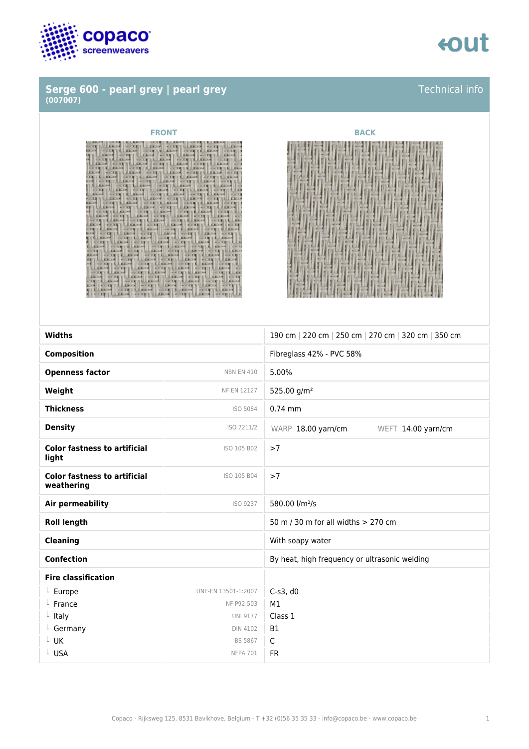## Serge 600 - pearl grey | pearl grey
**(007007)**

Technical info

FRONT

BACK

| | | |
|---|---|---|
| **Widths** | | 190 cm \| 220 cm \| 250 cm \| 270 cm \| 320 cm \| 350 cm |
| **Composition** | | Fibreglass 42% - PVC 58% |
| **Openness factor** | NBN EN 410 | 5.00% |
| **Weight** | NF EN 12127 | 525.00 g/m² |
| **Thickness** | ISO 5084 | 0.74 mm |
| **Density** | ISO 7211/2 | WARP 18.00 yarn/cm WEFT 14.00 yarn/cm |
| **Color fastness to artificial light** | ISO 105 B02 | >7 |
| **Color fastness to artificial weathering** | ISO 105 B04 | >7 |
| **Air permeability** | ISO 9237 | 580.00 l/m²/s |
| **Roll length** | | 50 m / 30 m for all widths > 270 cm |
| **Cleaning** | | With soapy water |
| **Confection** | | By heat, high frequency or ultrasonic welding |
| **Fire classification** | | |
| └ Europe | UNE-EN 13501-1:2007 | C-s3, d0 |
| └ France | NF P92-503 | M1 |
| └ Italy | UNI 9177 | Class 1 |
| └ Germany | DIN 4102 | B1 |
| └ UK | BS 5867 | C |
| └ USA | NFPA 701 | FR |

Copaco - Rijksweg 125, 8531 Bavikhove, Belgium - T +32 (0)56 35 35 33 - info@copaco.be - www.copaco.be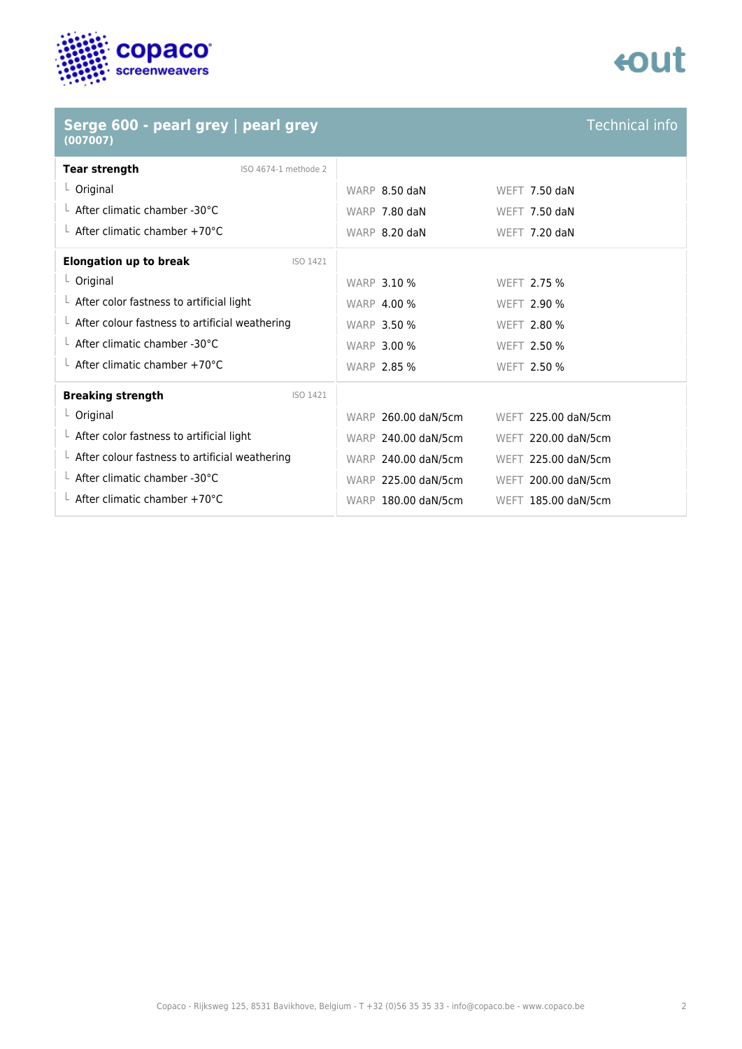## Serge 600 - pearl grey | pearl grey

**(007007)**

Technical info

| **Tear strength** | ISO 4674-1 methode 2 | | |
|---|---|---|---|
| Original | | WARP 8.50 daN | WEFT 7.50 daN |
| After climatic chamber -30°C | | WARP 7.80 daN | WEFT 7.50 daN |
| After climatic chamber +70°C | | WARP 8.20 daN | WEFT 7.20 daN |
| **Elongation up to break** | ISO 1421 | | |
| Original | | WARP 3.10 % | WEFT 2.75 % |
| After color fastness to artificial light | | WARP 4.00 % | WEFT 2.90 % |
| After colour fastness to artificial weathering | | WARP 3.50 % | WEFT 2.80 % |
| After climatic chamber -30°C | | WARP 3.00 % | WEFT 2.50 % |
| After climatic chamber +70°C | | WARP 2.85 % | WEFT 2.50 % |
| **Breaking strength** | ISO 1421 | | |
| Original | | WARP 260.00 daN/5cm | WEFT 225.00 daN/5cm |
| After color fastness to artificial light | | WARP 240.00 daN/5cm | WEFT 220.00 daN/5cm |
| After colour fastness to artificial weathering | | WARP 240.00 daN/5cm | WEFT 225.00 daN/5cm |
| After climatic chamber -30°C | | WARP 225.00 daN/5cm | WEFT 200.00 daN/5cm |
| After climatic chamber +70°C | | WARP 180.00 daN/5cm | WEFT 185.00 daN/5cm |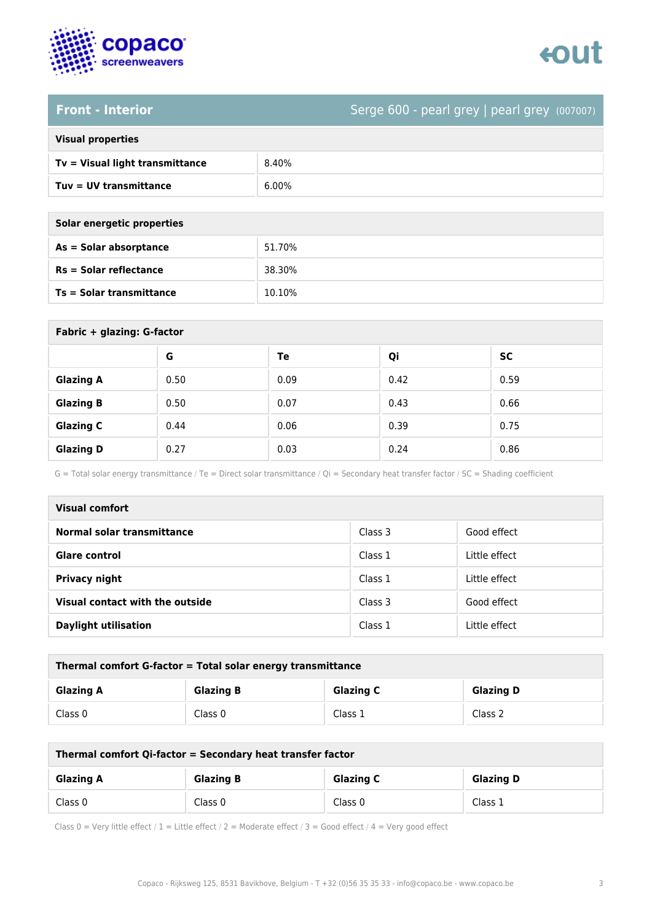## Front - Interior

Serge 600 - pearl grey | pearl grey (007007)

| Visual properties | |
|---|---|
| **Tv = Visual light transmittance** | 8.40% |
| **Tuv = UV transmittance** | 6.00% |

| Solar energetic properties | |
|---|---|
| **As = Solar absorptance** | 51.70% |
| **Rs = Solar reflectance** | 38.30% |
| **Ts = Solar transmittance** | 10.10% |

**Fabric + glazing: G-factor**

| | G | Te | Qi | SC |
|---|---|---|---|---|
| **Glazing A** | 0.50 | 0.09 | 0.42 | 0.59 |
| **Glazing B** | 0.50 | 0.07 | 0.43 | 0.66 |
| **Glazing C** | 0.44 | 0.06 | 0.39 | 0.75 |
| **Glazing D** | 0.27 | 0.03 | 0.24 | 0.86 |

G = Total solar energy transmittance / Te = Direct solar transmittance / Qi = Secondary heat transfer factor / SC = Shading coefficient

| Visual comfort | | |
|---|---|---|
| **Normal solar transmittance** | Class 3 | Good effect |
| **Glare control** | Class 1 | Little effect |
| **Privacy night** | Class 1 | Little effect |
| **Visual contact with the outside** | Class 3 | Good effect |
| **Daylight utilisation** | Class 1 | Little effect |

**Thermal comfort G-factor = Total solar energy transmittance**

| Glazing A | Glazing B | Glazing C | Glazing D |
|---|---|---|---|
| Class 0 | Class 0 | Class 1 | Class 2 |

**Thermal comfort Qi-factor = Secondary heat transfer factor**

| Glazing A | Glazing B | Glazing C | Glazing D |
|---|---|---|---|
| Class 0 | Class 0 | Class 0 | Class 1 |

Class 0 = Very little effect / 1 = Little effect / 2 = Moderate effect / 3 = Good effect / 4 = Very good effect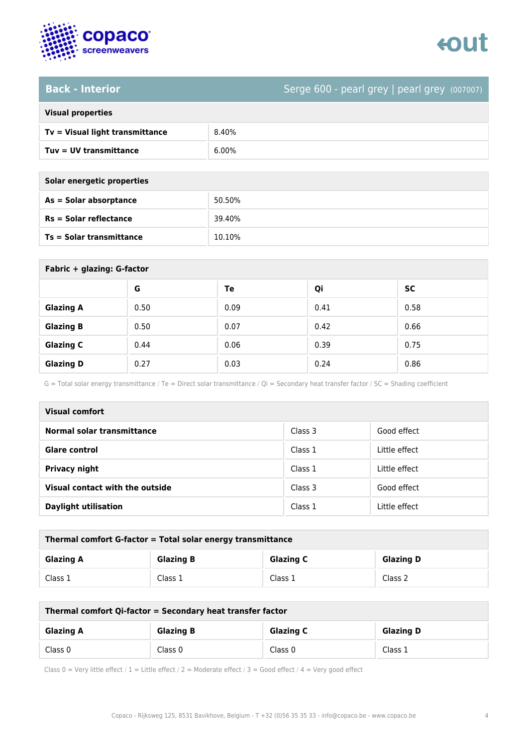## Back - Interior

Serge 600 - pearl grey | pearl grey (007007)

| Visual properties | |
|---|---|
| **Tv = Visual light transmittance** | 8.40% |
| **Tuv = UV transmittance** | 6.00% |

| Solar energetic properties | |
|---|---|
| **As = Solar absorptance** | 50.50% |
| **Rs = Solar reflectance** | 39.40% |
| **Ts = Solar transmittance** | 10.10% |

**Fabric + glazing: G-factor**

| | G | Te | Qi | SC |
|---|---|---|---|---|
| **Glazing A** | 0.50 | 0.09 | 0.41 | 0.58 |
| **Glazing B** | 0.50 | 0.07 | 0.42 | 0.66 |
| **Glazing C** | 0.44 | 0.06 | 0.39 | 0.75 |
| **Glazing D** | 0.27 | 0.03 | 0.24 | 0.86 |

G = Total solar energy transmittance / Te = Direct solar transmittance / Qi = Secondary heat transfer factor / SC = Shading coefficient

| Visual comfort | | |
|---|---|---|
| **Normal solar transmittance** | Class 3 | Good effect |
| **Glare control** | Class 1 | Little effect |
| **Privacy night** | Class 1 | Little effect |
| **Visual contact with the outside** | Class 3 | Good effect |
| **Daylight utilisation** | Class 1 | Little effect |

**Thermal comfort G-factor = Total solar energy transmittance**

| Glazing A | Glazing B | Glazing C | Glazing D |
|---|---|---|---|
| Class 1 | Class 1 | Class 1 | Class 2 |

**Thermal comfort Qi-factor = Secondary heat transfer factor**

| Glazing A | Glazing B | Glazing C | Glazing D |
|---|---|---|---|
| Class 0 | Class 0 | Class 0 | Class 1 |

Class 0 = Very little effect / 1 = Little effect / 2 = Moderate effect / 3 = Good effect / 4 = Very good effect

Copaco - Rijksweg 125, 8531 Bavikhove, Belgium - T +32 (0)56 35 35 33 - info@copaco.be - www.copaco.be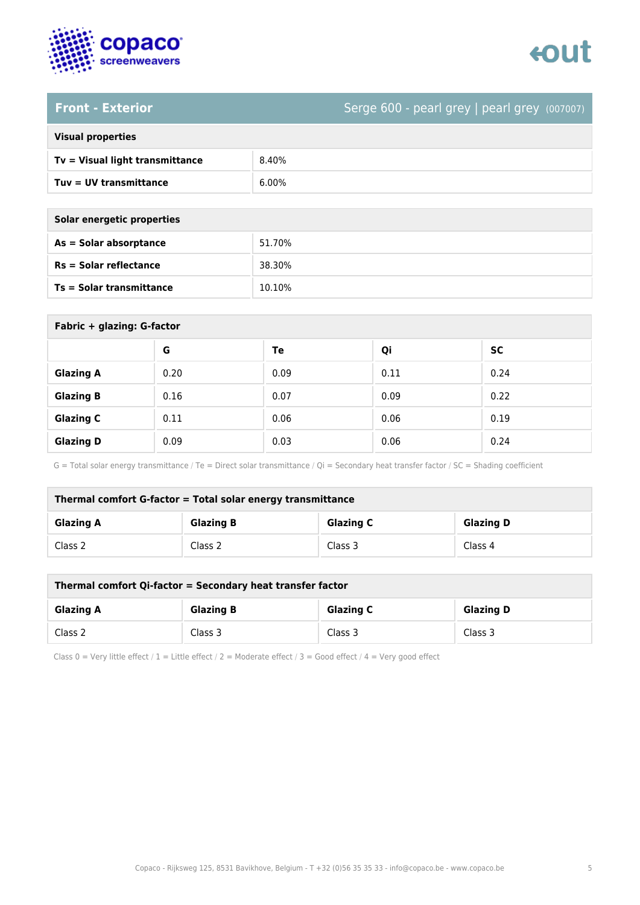## Front - Exterior

Serge 600 - pearl grey | pearl grey (007007)

| Visual properties | |
|---|---|
| **Tv = Visual light transmittance** | 8.40% |
| **Tuv = UV transmittance** | 6.00% |

| Solar energetic properties | |
|---|---|
| **As = Solar absorptance** | 51.70% |
| **Rs = Solar reflectance** | 38.30% |
| **Ts = Solar transmittance** | 10.10% |

**Fabric + glazing: G-factor**

| | G | Te | Qi | SC |
|---|---|---|---|---|
| **Glazing A** | 0.20 | 0.09 | 0.11 | 0.24 |
| **Glazing B** | 0.16 | 0.07 | 0.09 | 0.22 |
| **Glazing C** | 0.11 | 0.06 | 0.06 | 0.19 |
| **Glazing D** | 0.09 | 0.03 | 0.06 | 0.24 |

G = Total solar energy transmittance / Te = Direct solar transmittance / Qi = Secondary heat transfer factor / SC = Shading coefficient

**Thermal comfort G-factor = Total solar energy transmittance**

| Glazing A | Glazing B | Glazing C | Glazing D |
|---|---|---|---|
| Class 2 | Class 2 | Class 3 | Class 4 |

**Thermal comfort Qi-factor = Secondary heat transfer factor**

| Glazing A | Glazing B | Glazing C | Glazing D |
|---|---|---|---|
| Class 2 | Class 3 | Class 3 | Class 3 |

Class 0 = Very little effect / 1 = Little effect / 2 = Moderate effect / 3 = Good effect / 4 = Very good effect

Copaco - Rijksweg 125, 8531 Bavikhove, Belgium - T +32 (0)56 35 35 33 - info@copaco.be - www.copaco.be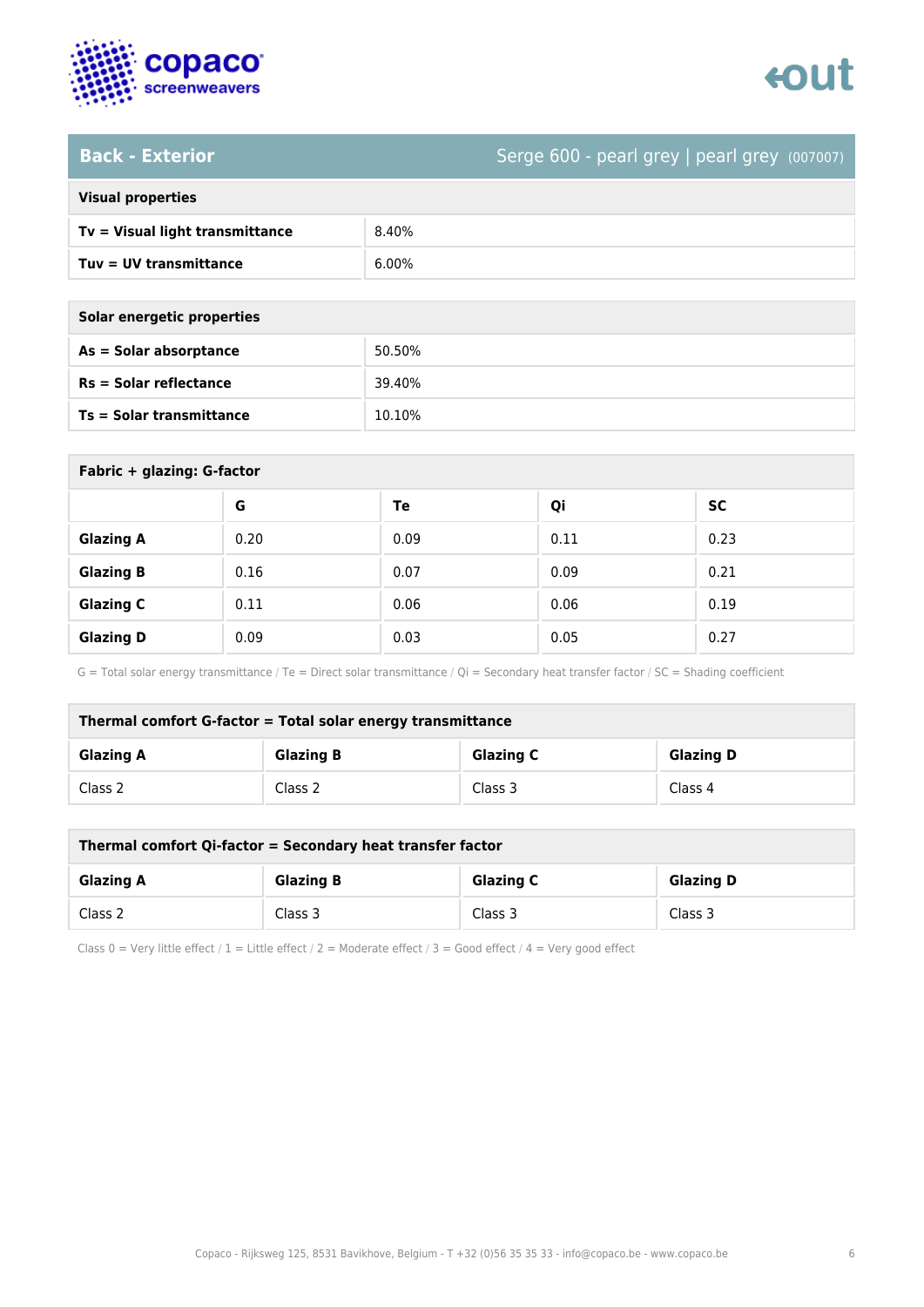## Back - Exterior

Serge 600 - pearl grey | pearl grey (007007)

| Visual properties | |
|---|---|
| **Tv = Visual light transmittance** | 8.40% |
| **Tuv = UV transmittance** | 6.00% |

| Solar energetic properties | |
|---|---|
| **As = Solar absorptance** | 50.50% |
| **Rs = Solar reflectance** | 39.40% |
| **Ts = Solar transmittance** | 10.10% |

**Fabric + glazing: G-factor**

| | G | Te | Qi | SC |
|---|---|---|---|---|
| **Glazing A** | 0.20 | 0.09 | 0.11 | 0.23 |
| **Glazing B** | 0.16 | 0.07 | 0.09 | 0.21 |
| **Glazing C** | 0.11 | 0.06 | 0.06 | 0.19 |
| **Glazing D** | 0.09 | 0.03 | 0.05 | 0.27 |

G = Total solar energy transmittance / Te = Direct solar transmittance / Qi = Secondary heat transfer factor / SC = Shading coefficient

**Thermal comfort G-factor = Total solar energy transmittance**

| Glazing A | Glazing B | Glazing C | Glazing D |
|---|---|---|---|
| Class 2 | Class 2 | Class 3 | Class 4 |

**Thermal comfort Qi-factor = Secondary heat transfer factor**

| Glazing A | Glazing B | Glazing C | Glazing D |
|---|---|---|---|
| Class 2 | Class 3 | Class 3 | Class 3 |

Class 0 = Very little effect / 1 = Little effect / 2 = Moderate effect / 3 = Good effect / 4 = Very good effect

Copaco - Rijksweg 125, 8531 Bavikhove, Belgium - T +32 (0)56 35 35 33 - info@copaco.be - www.copaco.be